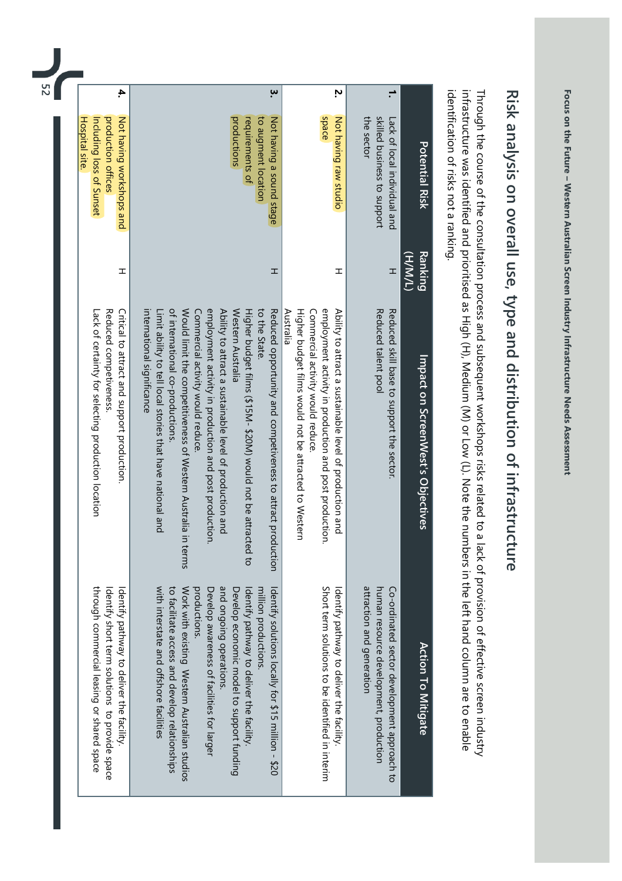# Risk analysis on overall use, type and distribution of infrastructure

Through the course of the consultation process and subsequent workshops risks related to a lack of provision of effective screen industry infrastructure was identified and prioritised as High (H), Medium (M) or Low (L). Note the numbers in the left hand column are to enable identification of risks not a ranking.

| | Potential Risk | Ranking (H/M/L) | Impact on ScreenWest's Objectives | Action To Mitigate |
|---|---|---|---|---|
| **1.** | Lack of local individual and skilled business to support the sector | H | Reduced skill base to support the sector.<br>Reduced talent pool | Co-ordinated sector development approach to human resource development, production attraction and generation |
| **2.** | Not having raw studio space | H | Ability to attract a sustainable level of production and employment activity in production and post production.<br>Commercial activity would reduce.<br>Higher budget films would not be attracted to Western Australia | Identify pathway to deliver the facility.<br>Short term solutions to be identified in interim |
| **3.** | Not having a sound stage to augment location requirements of productions | H | Reduced opportunity and competiveness to attract production to the State.<br>Higher budget films ($15M- $20M) would not be attracted to Western Australia<br>Ability to attract a sustainable level of production and employment activity in production and post production.<br>Commercial activity would reduce.<br>Would limit the competitiveness of Western Australia in terms of international co-productions.<br>Limit ability to tell local stories that have national and international significance | Identify solutions locally for $15 million - $20 million productions.<br>Identify pathway to deliver the facility.<br>Develop economic model to support funding and ongoing operations.<br>Develop awareness of facilities for larger productions.<br>Work with existing Western Australian studios to facilitate access and develop relationships with interstate and offshore facilities |
| **4.** | Not having workshops and production offices Including loss of Sunset Hospital site. | H | Critical to attract and support production.<br>Reduced competiveness.<br>Lack of certainty for selecting production location | Identify pathway to deliver the facility.<br>Identify short term solutions to provide space through commercial leasing or shared space |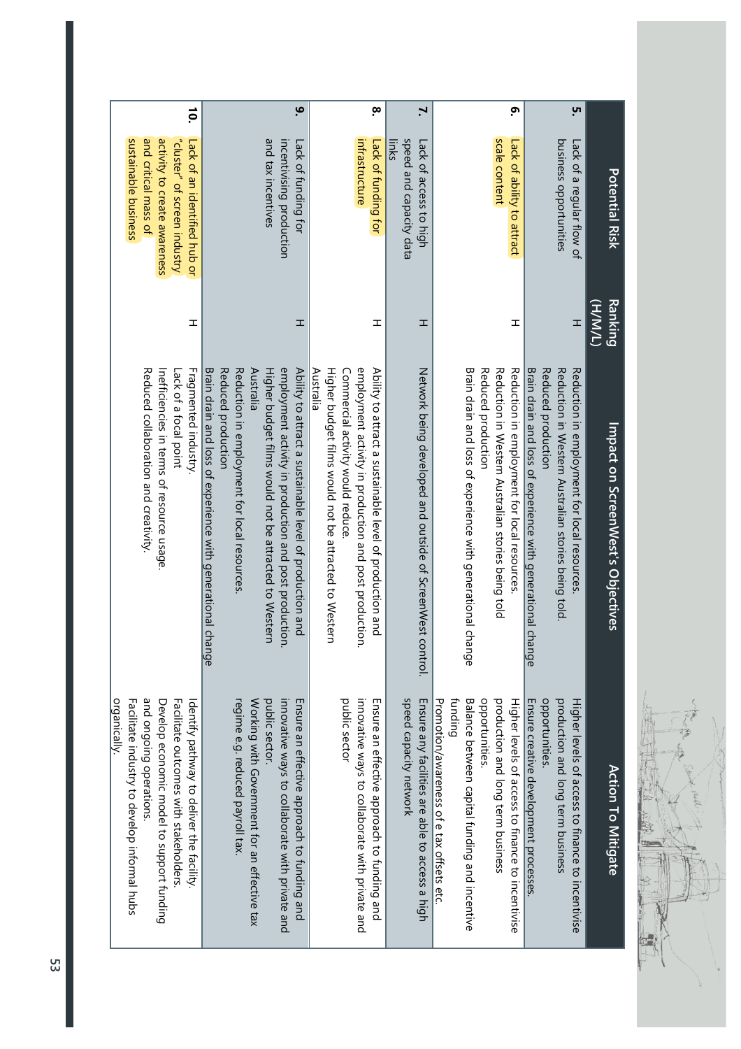| | Potential Risk | Ranking (H/M/L) | Impact on ScreenWest's Objectives | Action To Mitigate |
|---|---|---|---|---|
| 5. | Lack of a regular flow of business opportunities | H | Reduction in employment for local resources. Reduction in Western Australian stories being told. Reduced production Brain drain and loss of experience with generational change | Higher levels of access to finance to incentivise production and long term business opportunities. Ensure creative development processes. |
| 6. | Lack of ability to attract scale content | H | Reduction in employment for local resources. Reduction in Western Australian stories being told Reduced production Brain drain and loss of experience with generational change | Higher levels of access to finance to incentivise production and long term business opportunities. Balance between capital funding and incentive funding Promotion/awareness of e tax offsets etc. |
| 7. | Lack of access to high speed and capacity data links | H | Network being developed and outside of ScreenWest control. | Ensure any facilities are able to access a high speed capacity network |
| 8. | Lack of funding for infrastructure | H | Ability to attract a sustainable level of production and employment activity in production and post production. Commercial activity would reduce. Higher budget films would not be attracted to Western Australia | Ensure an effective approach to funding and innovative ways to collaborate with private and public sector |
| 9. | Lack of funding for incentivising production and tax incentives | H | Ability to attract a sustainable level of production and employment activity in production and post production. Higher budget films would not be attracted to Western Australia Reduction in employment for local resources. Reduced production Brain drain and loss of experience with generational change | Ensure an effective approach to funding and innovative ways to collaborate with private and public sector. Working with Government for an effective tax regime e.g. reduced payroll tax. |
| 10. | Lack of an identified hub or "cluster" of screen industry activity to create awareness and critical mass of sustainable business | H | Fragmented industry. Lack of a focal point Inefficiencies in terms of resource usage. Reduced collaboration and creativity. | Identify pathway to deliver the facility. Facilitate outcomes with stakeholders. Develop economic model to support funding and ongoing operations. Facilitate industry to develop informal hubs organically. |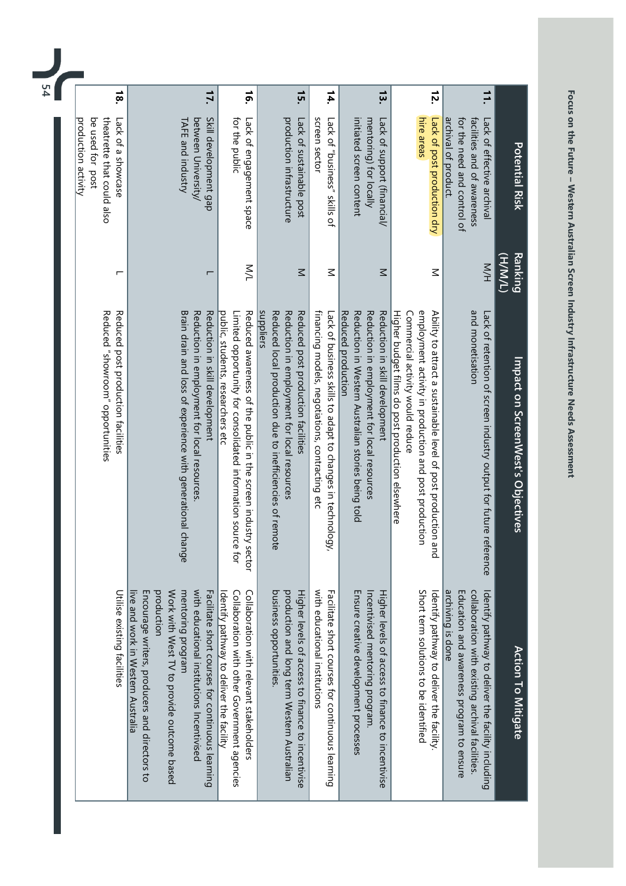| | Potential Risk | Ranking (H/M/L) | Impact on ScreenWest's Objectives | Action To Mitigate |
|---|---|---|---|---|
| **11.** | Lack of effective archival facilities and of awareness for the need and control of archival of product. | M/H | Lack of retention of screen industry output for future reference and monetisation | Identify pathway to deliver the facility including collaboration with existing archival facilities. Education and awareness program to ensure archiving is done |
| **12.** | Lack of post production dry hire areas | M | Ability to attract a sustainable level of post production and employment activity in production and post production<br>Commercial activity would reduce<br>Higher budget films do post production elsewhere | Identify pathway to deliver the facility. Short term solutions to be identified |
| **13.** | Lack of support (financial/ mentoring) for locally initiated screen content | M | Reduction in skill development<br>Reduction in employment for local resources<br>Reduction in Western Australian stories being told<br>Reduced production | Higher levels of access to finance to incentivise Incentivised mentoring program. Ensure creative development processes |
| **14.** | Lack of "business" skills of screen sector | M | Lack of business skills to adapt to changes in technology, financing models, negotiations, contracting etc | Facilitate short courses for continuous learning with educational institutions |
| **15.** | Lack of sustainable post production infrastructure | M | Reduced post production facilities<br>Reduction in employment for local resources<br>Reduced local production due to inefficiencies of remote suppliers | Higher levels of access to finance to incentivise production and long term Western Australian business opportunities. |
| **16.** | Lack of engagement space for the public | M/L | Reduced awareness of the public in the screen industry sector<br>Limited opportunity for consolidated information source for public, students, researchers etc | Collaboration with relevant stakeholders Collaboration with other Government agencies Identify pathway to deliver the facility |
| **17.** | Skill development gap between University/ TAFE and industry | L | Reduction in skill development<br>Reduction in employment for local resources.<br>Brain drain and loss of experience with generational change | Facilitate short courses for continuous learning with educational institutions Incentivised mentoring program<br>Work with West TV to provide outcome based production<br>Encourage writers, producers and directors to live and work in Western Australia |
| **18.** | Lack of a showcase theatrette that could also be used for post production activity | L | Reduced post production facilities<br>Reduced "showroom" opportunities | Utilise existing facilities |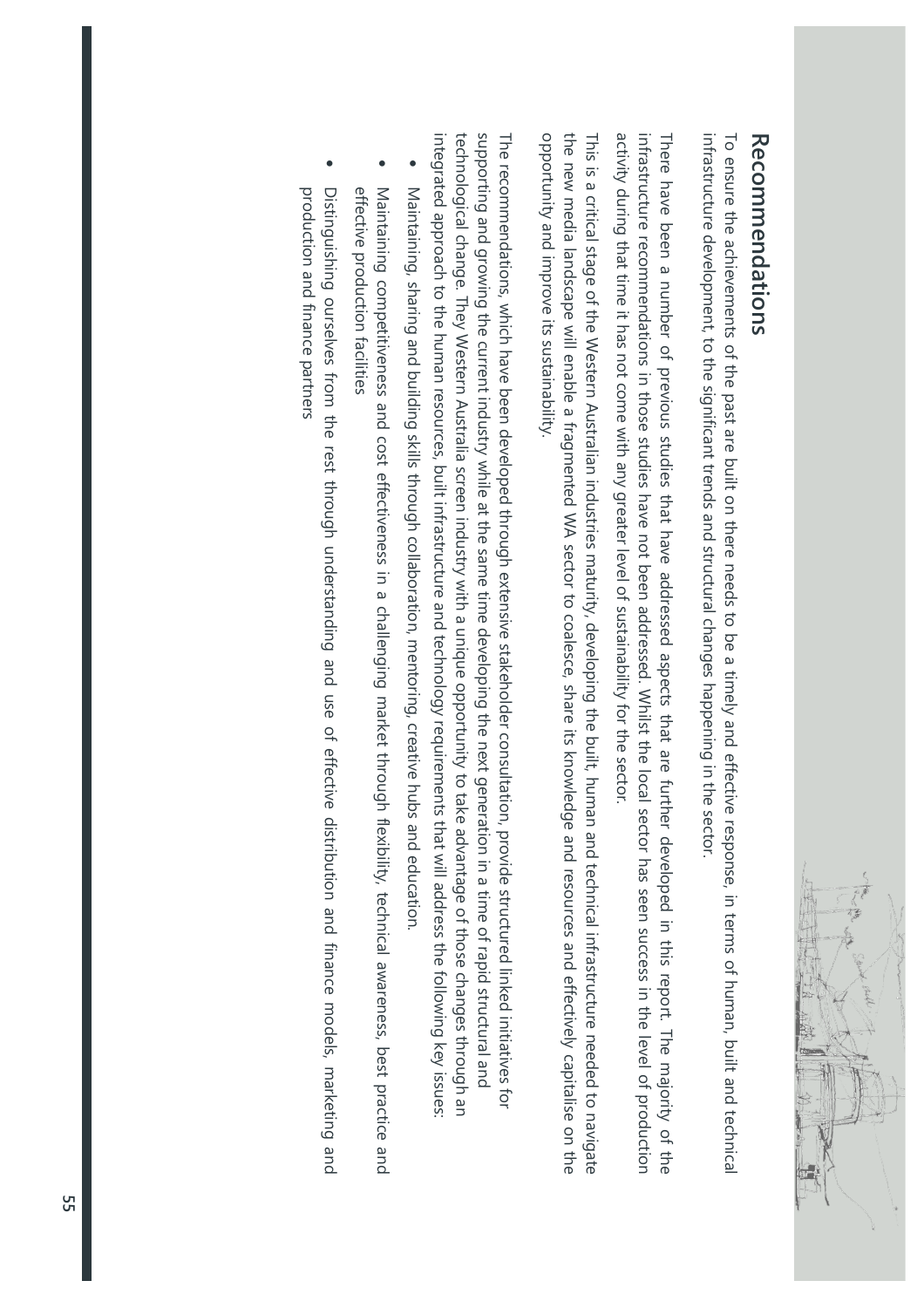## Recommendations

To ensure the achievements of the past are built on there needs to be a timely and effective response, in terms of human, built and technical infrastructure development, to the significant trends and structural changes happening in the sector.

There have been a number of previous studies that have addressed aspects that are further developed in this report. The majority of the infrastructure recommendations in those studies have not been addressed. Whilst the local sector has seen success in the level of production activity during that time it has not come with any greater level of sustainability for the sector.

This is a critical stage of the Western Australian industries maturity, developing the built, human and technical infrastructure needed to navigate the new media landscape will enable a fragmented WA sector to coalesce, share its knowledge and resources and effectively capitalise on the opportunity and improve its sustainability.

The recommendations, which have been developed through extensive stakeholder consultation, provide structured linked initiatives for supporting and growing the current industry while at the same time developing the next generation in a time of rapid structural and technological change. They Western Australia screen industry with a unique opportunity to take advantage of those changes through an integrated approach to the human resources, built infrastructure and technology requirements that will address the following key issues:

- Maintaining, sharing and building skills through collaboration, mentoring, creative hubs and education.
- Maintaining competitiveness and cost effectiveness in a challenging market through flexibility, technical awareness, best practice and effective production facilities
- Distinguishing ourselves from the rest through understanding and use of effective distribution and finance models, marketing and production and finance partners